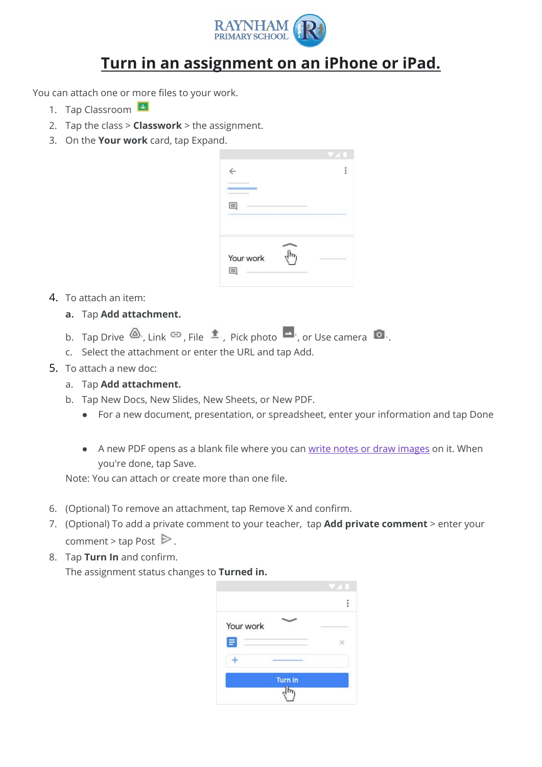RAYNHAM PRIMARY SCHOOL

# Turn in an assignment on an iPhone or iPad.

You can attach one or more files to your work.

1. Tap Classroom
2. Tap the class > **Classwork** > the assignment.
3. On the **Your work** card, tap Expand.

Your work

4. To attach an item:
   a. Tap **Add attachment.**
   b. Tap Drive, Link, File, Pick photo, or Use camera.
   c. Select the attachment or enter the URL and tap Add.
5. To attach a new doc:
   a. Tap **Add attachment.**
   b. Tap New Docs, New Slides, New Sheets, or New PDF.
      - For a new document, presentation, or spreadsheet, enter your information and tap Done
      - A new PDF opens as a blank file where you can write notes or draw images on it. When you're done, tap Save.

   Note: You can attach or create more than one file.

6. (Optional) To remove an attachment, tap Remove X and confirm.
7. (Optional) To add a private comment to your teacher, tap **Add private comment** > enter your comment > tap Post.
8. Tap **Turn In** and confirm.
   The assignment status changes to **Turned in.**

Your work

Turn in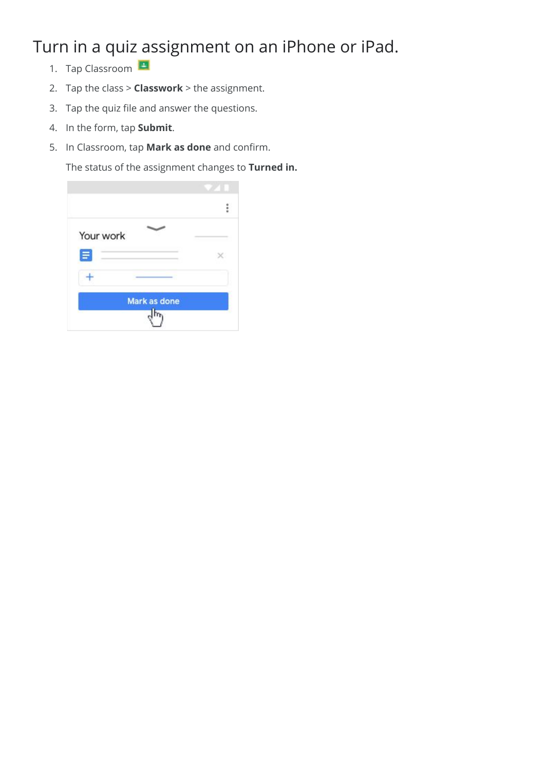# Turn in a quiz assignment on an iPhone or iPad.

1. Tap Classroom
2. Tap the class > **Classwork** > the assignment.
3. Tap the quiz file and answer the questions.
4. In the form, tap **Submit**.
5. In Classroom, tap **Mark as done** and confirm.

   The status of the assignment changes to **Turned in.**